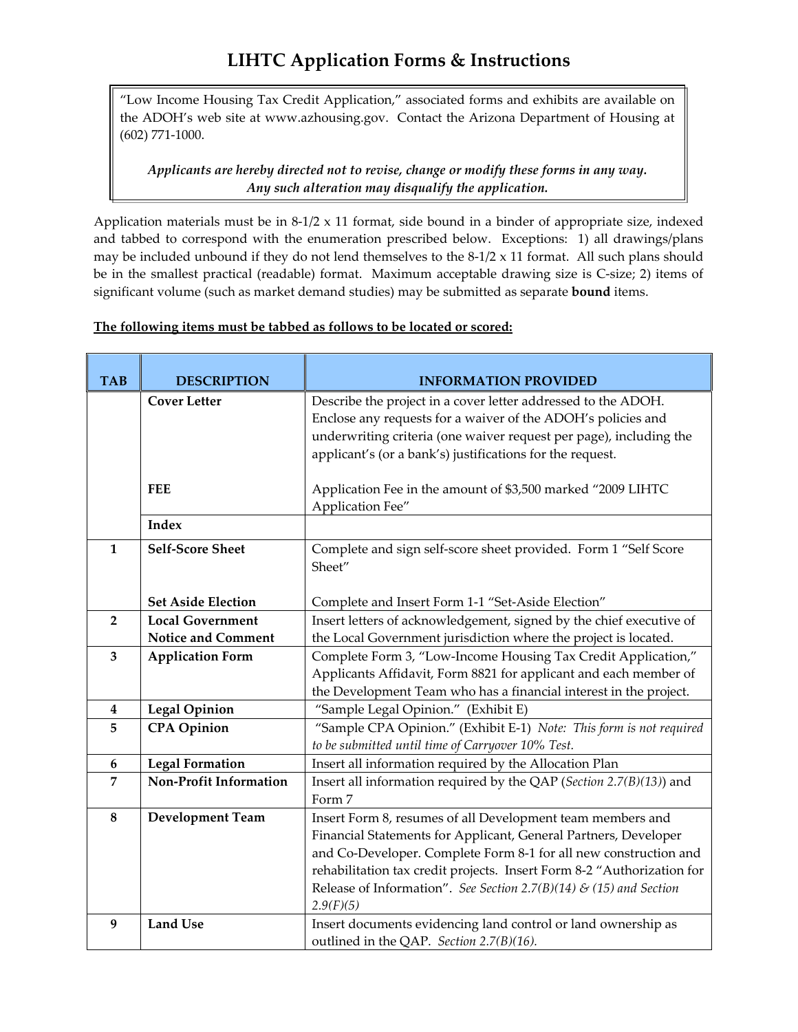# LIHTC Application Forms & Instructions

"Low Income Housing Tax Credit Application," associated forms and exhibits are available on the ADOH's web site at www.azhousing.gov. Contact the Arizona Department of Housing at (602) 771-1000.

***Applicants are hereby directed not to revise, change or modify these forms in any way. Any such alteration may disqualify the application.***

Application materials must be in 8-1/2 x 11 format, side bound in a binder of appropriate size, indexed and tabbed to correspond with the enumeration prescribed below. Exceptions: 1) all drawings/plans may be included unbound if they do not lend themselves to the 8-1/2 x 11 format. All such plans should be in the smallest practical (readable) format. Maximum acceptable drawing size is C-size; 2) items of significant volume (such as market demand studies) may be submitted as separate **bound** items.

**The following items must be tabbed as follows to be located or scored:**

| TAB | DESCRIPTION | INFORMATION PROVIDED |
|---|---|---|
| | **Cover Letter**<br><br>**FEE** | Describe the project in a cover letter addressed to the ADOH. Enclose any requests for a waiver of the ADOH's policies and underwriting criteria (one waiver request per page), including the applicant's (or a bank's) justifications for the request.<br><br>Application Fee in the amount of $3,500 marked "2009 LIHTC Application Fee" |
| | **Index** | |
| 1 | **Self-Score Sheet**<br><br>**Set Aside Election** | Complete and sign self-score sheet provided. Form 1 "Self Score Sheet"<br><br>Complete and Insert Form 1-1 "Set-Aside Election" |
| 2 | **Local Government Notice and Comment** | Insert letters of acknowledgement, signed by the chief executive of the Local Government jurisdiction where the project is located. |
| 3 | **Application Form** | Complete Form 3, "Low-Income Housing Tax Credit Application," Applicants Affidavit, Form 8821 for applicant and each member of the Development Team who has a financial interest in the project. |
| 4 | **Legal Opinion** | "Sample Legal Opinion." (Exhibit E) |
| 5 | **CPA Opinion** | "Sample CPA Opinion." (Exhibit E-1) *Note: This form is not required to be submitted until time of Carryover 10% Test.* |
| 6 | **Legal Formation** | Insert all information required by the Allocation Plan |
| 7 | **Non-Profit Information** | Insert all information required by the QAP (*Section 2.7(B)(13)*) and Form 7 |
| 8 | **Development Team** | Insert Form 8, resumes of all Development team members and Financial Statements for Applicant, General Partners, Developer and Co-Developer. Complete Form 8-1 for all new construction and rehabilitation tax credit projects. Insert Form 8-2 "Authorization for Release of Information". *See Section 2.7(B)(14) & (15) and Section 2.9(F)(5)* |
| 9 | **Land Use** | Insert documents evidencing land control or land ownership as outlined in the QAP. *Section 2.7(B)(16).* |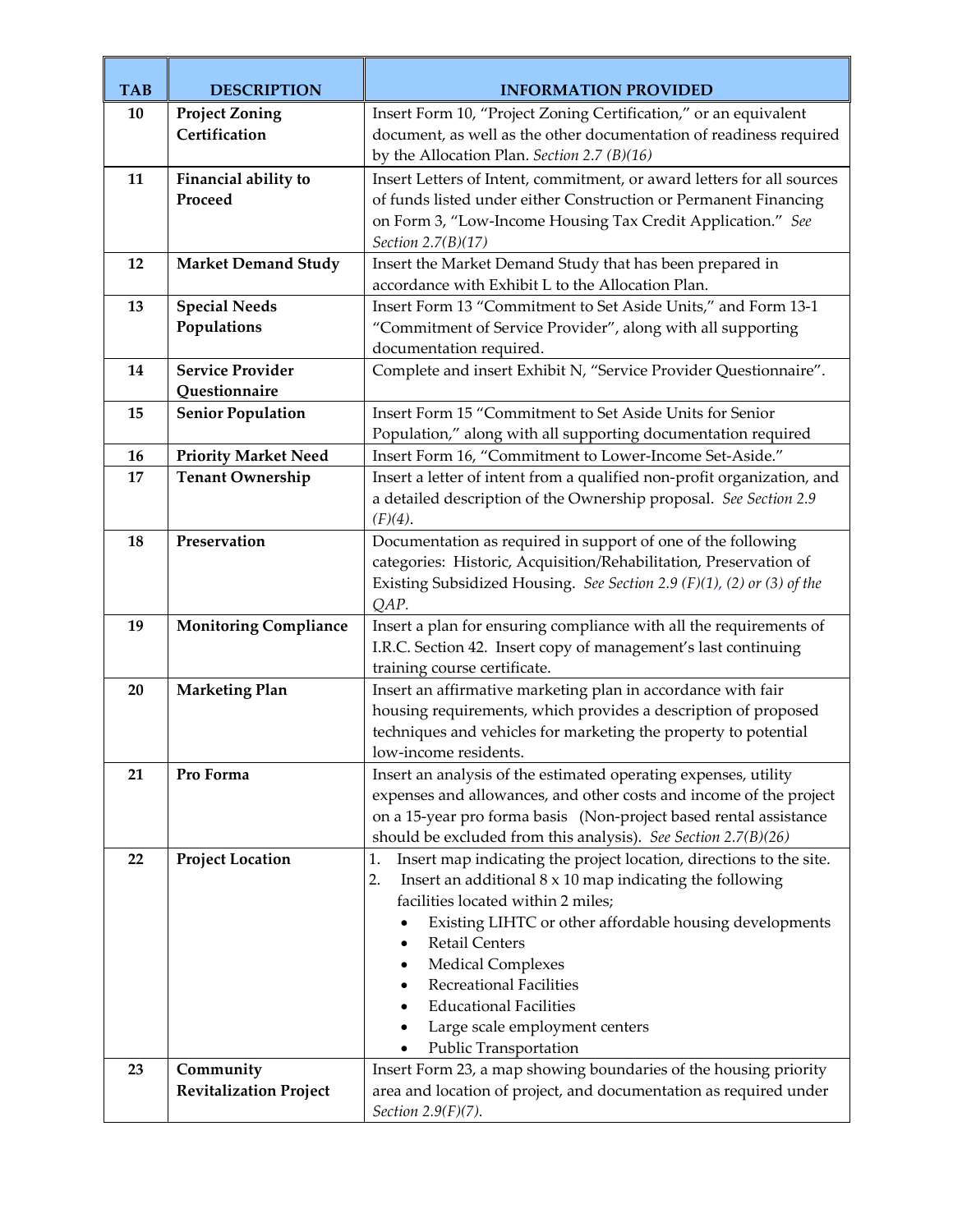| TAB | DESCRIPTION | INFORMATION PROVIDED |
|---|---|---|
| 10 | **Project Zoning Certification** | Insert Form 10, "Project Zoning Certification," or an equivalent document, as well as the other documentation of readiness required by the Allocation Plan. *Section 2.7 (B)(16)* |
| 11 | **Financial ability to Proceed** | Insert Letters of Intent, commitment, or award letters for all sources of funds listed under either Construction or Permanent Financing on Form 3, "Low-Income Housing Tax Credit Application." *See Section 2.7(B)(17)* |
| 12 | **Market Demand Study** | Insert the Market Demand Study that has been prepared in accordance with Exhibit L to the Allocation Plan. |
| 13 | **Special Needs Populations** | Insert Form 13 "Commitment to Set Aside Units," and Form 13-1 "Commitment of Service Provider", along with all supporting documentation required. |
| 14 | **Service Provider Questionnaire** | Complete and insert Exhibit N, "Service Provider Questionnaire". |
| 15 | **Senior Population** | Insert Form 15 "Commitment to Set Aside Units for Senior Population," along with all supporting documentation required |
| 16 | **Priority Market Need** | Insert Form 16, "Commitment to Lower-Income Set-Aside." |
| 17 | **Tenant Ownership** | Insert a letter of intent from a qualified non-profit organization, and a detailed description of the Ownership proposal. *See Section 2.9 (F)(4).* |
| 18 | **Preservation** | Documentation as required in support of one of the following categories: Historic, Acquisition/Rehabilitation, Preservation of Existing Subsidized Housing. *See Section 2.9 (F)(1), (2) or (3) of the QAP.* |
| 19 | **Monitoring Compliance** | Insert a plan for ensuring compliance with all the requirements of I.R.C. Section 42. Insert copy of management's last continuing training course certificate. |
| 20 | **Marketing Plan** | Insert an affirmative marketing plan in accordance with fair housing requirements, which provides a description of proposed techniques and vehicles for marketing the property to potential low-income residents. |
| 21 | **Pro Forma** | Insert an analysis of the estimated operating expenses, utility expenses and allowances, and other costs and income of the project on a 15-year pro forma basis (Non-project based rental assistance should be excluded from this analysis). *See Section 2.7(B)(26)* |
| 22 | **Project Location** | 1. Insert map indicating the project location, directions to the site.<br>2. Insert an additional 8 x 10 map indicating the following facilities located within 2 miles;<br>• Existing LIHTC or other affordable housing developments<br>• Retail Centers<br>• Medical Complexes<br>• Recreational Facilities<br>• Educational Facilities<br>• Large scale employment centers<br>• Public Transportation |
| 23 | **Community Revitalization Project** | Insert Form 23, a map showing boundaries of the housing priority area and location of project, and documentation as required under *Section 2.9(F)(7).* |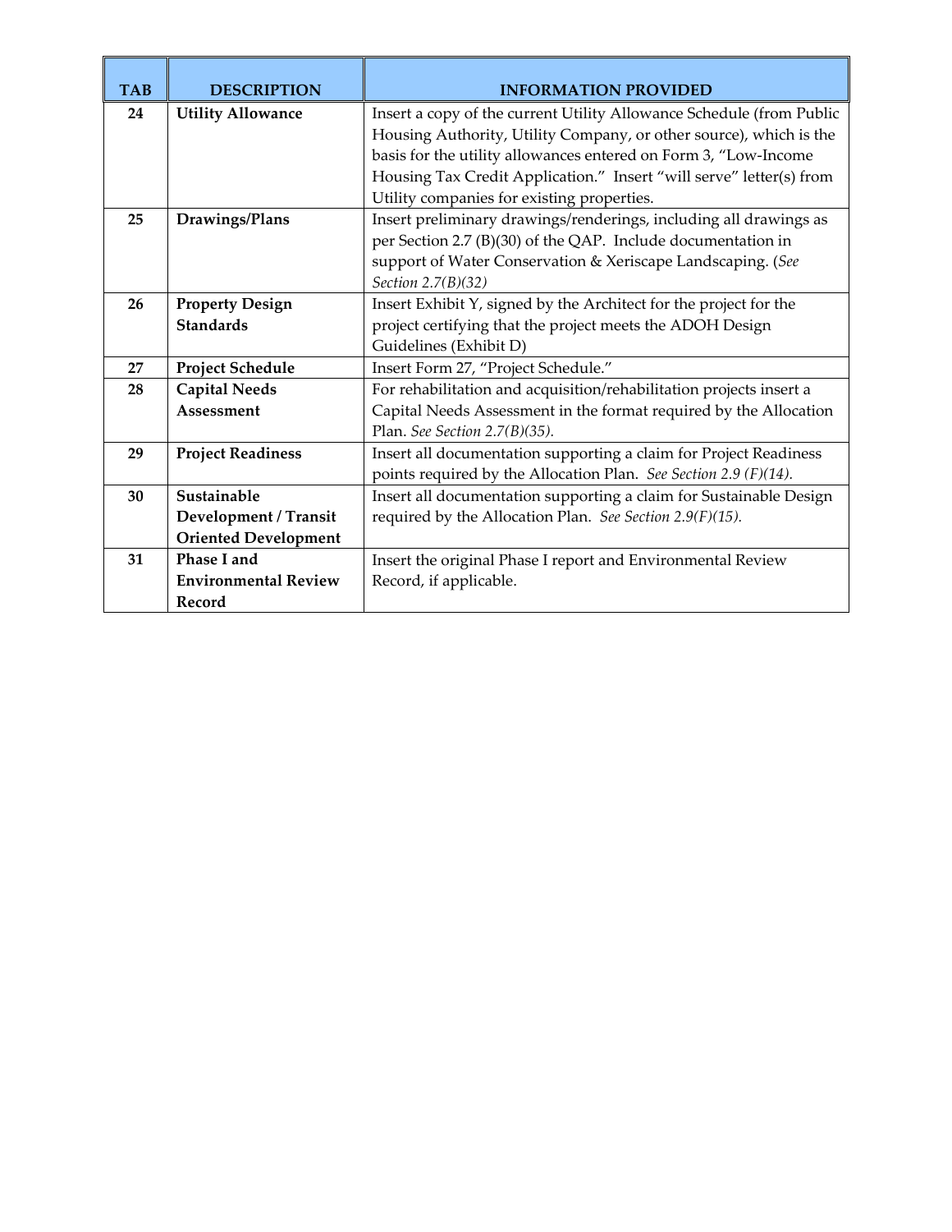| TAB | DESCRIPTION | INFORMATION PROVIDED |
|---|---|---|
| **24** | **Utility Allowance** | Insert a copy of the current Utility Allowance Schedule (from Public Housing Authority, Utility Company, or other source), which is the basis for the utility allowances entered on Form 3, "Low-Income Housing Tax Credit Application." Insert "will serve" letter(s) from Utility companies for existing properties. |
| **25** | **Drawings/Plans** | Insert preliminary drawings/renderings, including all drawings as per Section 2.7 (B)(30) of the QAP. Include documentation in support of Water Conservation & Xeriscape Landscaping. (*See Section 2.7(B)(32)* |
| **26** | **Property Design Standards** | Insert Exhibit Y, signed by the Architect for the project for the project certifying that the project meets the ADOH Design Guidelines (Exhibit D) |
| **27** | **Project Schedule** | Insert Form 27, "Project Schedule." |
| **28** | **Capital Needs Assessment** | For rehabilitation and acquisition/rehabilitation projects insert a Capital Needs Assessment in the format required by the Allocation Plan. *See Section 2.7(B)(35).* |
| **29** | **Project Readiness** | Insert all documentation supporting a claim for Project Readiness points required by the Allocation Plan. *See Section 2.9 (F)(14).* |
| **30** | **Sustainable Development / Transit Oriented Development** | Insert all documentation supporting a claim for Sustainable Design required by the Allocation Plan. *See Section 2.9(F)(15).* |
| **31** | **Phase I and Environmental Review Record** | Insert the original Phase I report and Environmental Review Record, if applicable. |